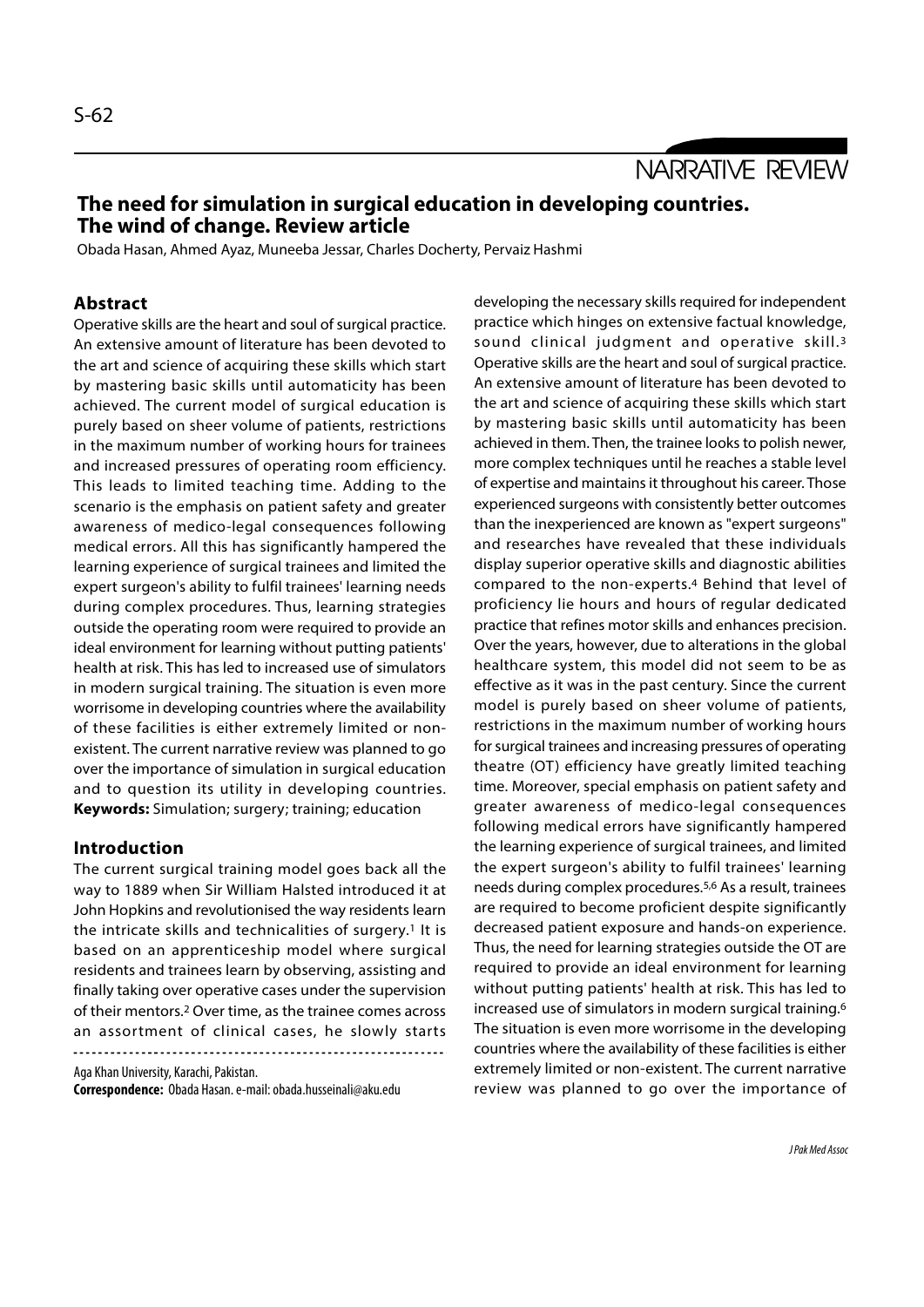NARRATIVE REVIEW

# The need for simulation in surgical education in developing countries. The wind of change. Review article

Obada Hasan, Ahmed Ayaz, Muneeba Jessar, Charles Docherty, Pervaiz Hashmi

## Abstract

Operative skills are the heart and soul of surgical practice. An extensive amount of literature has been devoted to the art and science of acquiring these skills which start by mastering basic skills until automaticity has been achieved. The current model of surgical education is purely based on sheer volume of patients, restrictions in the maximum number of working hours for trainees and increased pressures of operating room efficiency. This leads to limited teaching time. Adding to the scenario is the emphasis on patient safety and greater awareness of medico-legal consequences following medical errors. All this has significantly hampered the learning experience of surgical trainees and limited the expert surgeon's ability to fulfil trainees' learning needs during complex procedures. Thus, learning strategies outside the operating room were required to provide an ideal environment for learning without putting patients' health at risk. This has led to increased use of simulators in modern surgical training. The situation is even more worrisome in developing countries where the availability of these facilities is either extremely limited or non-existent. The current narrative review was planned to go over the importance of simulation in surgical education and to question its utility in developing countries.

**Keywords:** Simulation; surgery; training; education

## Introduction

The current surgical training model goes back all the way to 1889 when Sir William Halsted introduced it at John Hopkins and revolutionised the way residents learn the intricate skills and technicalities of surgery.[1] It is based on an apprenticeship model where surgical residents and trainees learn by observing, assisting and finally taking over operative cases under the supervision of their mentors.[2] Over time, as the trainee comes across an assortment of clinical cases, he slowly starts developing the necessary skills required for independent practice which hinges on extensive factual knowledge, sound clinical judgment and operative skill.[3] Operative skills are the heart and soul of surgical practice. An extensive amount of literature has been devoted to the art and science of acquiring these skills which start by mastering basic skills until automaticity has been achieved in them. Then, the trainee looks to polish newer, more complex techniques until he reaches a stable level of expertise and maintains it throughout his career. Those experienced surgeons with consistently better outcomes than the inexperienced are known as "expert surgeons" and researches have revealed that these individuals display superior operative skills and diagnostic abilities compared to the non-experts.[4] Behind that level of proficiency lie hours and hours of regular dedicated practice that refines motor skills and enhances precision. Over the years, however, due to alterations in the global healthcare system, this model did not seem to be as effective as it was in the past century. Since the current model is purely based on sheer volume of patients, restrictions in the maximum number of working hours for surgical trainees and increasing pressures of operating theatre (OT) efficiency have greatly limited teaching time. Moreover, special emphasis on patient safety and greater awareness of medico-legal consequences following medical errors have significantly hampered the learning experience of surgical trainees, and limited the expert surgeon's ability to fulfil trainees' learning needs during complex procedures.[5,6] As a result, trainees are required to become proficient despite significantly decreased patient exposure and hands-on experience. Thus, the need for learning strategies outside the OT are required to provide an ideal environment for learning without putting patients' health at risk. This has led to increased use of simulators in modern surgical training.[6] The situation is even more worrisome in the developing countries where the availability of these facilities is either extremely limited or non-existent. The current narrative review was planned to go over the importance of

Aga Khan University, Karachi, Pakistan.

**Correspondence:** Obada Hasan. e-mail: obada.husseinali@aku.edu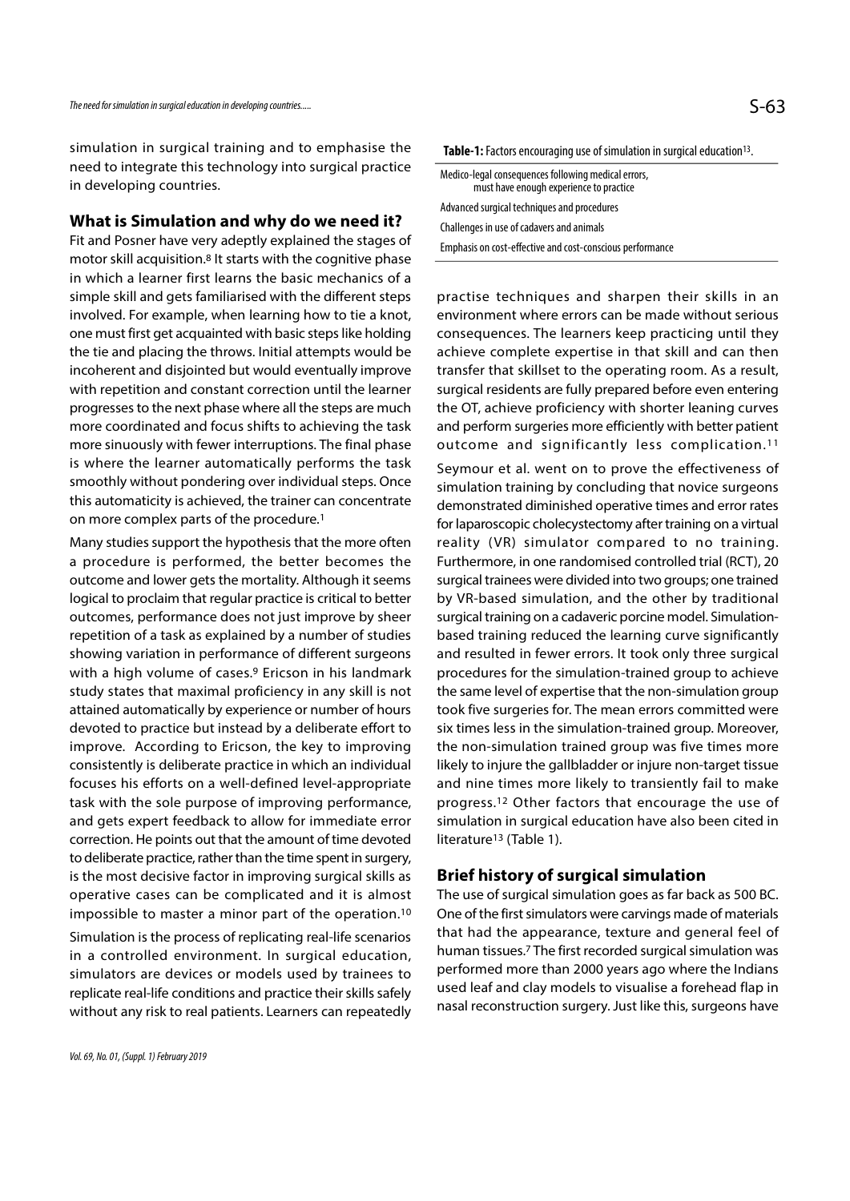simulation in surgical training and to emphasise the need to integrate this technology into surgical practice in developing countries.

## What is Simulation and why do we need it?

Fit and Posner have very adeptly explained the stages of motor skill acquisition.[8] It starts with the cognitive phase in which a learner first learns the basic mechanics of a simple skill and gets familiarised with the different steps involved. For example, when learning how to tie a knot, one must first get acquainted with basic steps like holding the tie and placing the throws. Initial attempts would be incoherent and disjointed but would eventually improve with repetition and constant correction until the learner progresses to the next phase where all the steps are much more coordinated and focus shifts to achieving the task more sinuously with fewer interruptions. The final phase is where the learner automatically performs the task smoothly without pondering over individual steps. Once this automaticity is achieved, the trainer can concentrate on more complex parts of the procedure.[1]

Many studies support the hypothesis that the more often a procedure is performed, the better becomes the outcome and lower gets the mortality. Although it seems logical to proclaim that regular practice is critical to better outcomes, performance does not just improve by sheer repetition of a task as explained by a number of studies showing variation in performance of different surgeons with a high volume of cases.[9] Ericson in his landmark study states that maximal proficiency in any skill is not attained automatically by experience or number of hours devoted to practice but instead by a deliberate effort to improve. According to Ericson, the key to improving consistently is deliberate practice in which an individual focuses his efforts on a well-defined level-appropriate task with the sole purpose of improving performance, and gets expert feedback to allow for immediate error correction. He points out that the amount of time devoted to deliberate practice, rather than the time spent in surgery, is the most decisive factor in improving surgical skills as operative cases can be complicated and it is almost impossible to master a minor part of the operation.[10]

Simulation is the process of replicating real-life scenarios in a controlled environment. In surgical education, simulators are devices or models used by trainees to replicate real-life conditions and practice their skills safely without any risk to real patients. Learners can repeatedly practise techniques and sharpen their skills in an environment where errors can be made without serious consequences. The learners keep practicing until they achieve complete expertise in that skill and can then transfer that skillset to the operating room. As a result, surgical residents are fully prepared before even entering the OT, achieve proficiency with shorter leaning curves and perform surgeries more efficiently with better patient outcome and significantly less complication.[11]

**Table-1:** Factors encouraging use of simulation in surgical education[13].

| Factors |
|---|
| Medico-legal consequences following medical errors, must have enough experience to practice |
| Advanced surgical techniques and procedures |
| Challenges in use of cadavers and animals |
| Emphasis on cost-effective and cost-conscious performance |

Seymour et al. went on to prove the effectiveness of simulation training by concluding that novice surgeons demonstrated diminished operative times and error rates for laparoscopic cholecystectomy after training on a virtual reality (VR) simulator compared to no training. Furthermore, in one randomised controlled trial (RCT), 20 surgical trainees were divided into two groups; one trained by VR-based simulation, and the other by traditional surgical training on a cadaveric porcine model. Simulation-based training reduced the learning curve significantly and resulted in fewer errors. It took only three surgical procedures for the simulation-trained group to achieve the same level of expertise that the non-simulation group took five surgeries for. The mean errors committed were six times less in the simulation-trained group. Moreover, the non-simulation trained group was five times more likely to injure the gallbladder or injure non-target tissue and nine times more likely to transiently fail to make progress.[12] Other factors that encourage the use of simulation in surgical education have also been cited in literature[13] (Table 1).

## Brief history of surgical simulation

The use of surgical simulation goes as far back as 500 BC. One of the first simulators were carvings made of materials that had the appearance, texture and general feel of human tissues.[7] The first recorded surgical simulation was performed more than 2000 years ago where the Indians used leaf and clay models to visualise a forehead flap in nasal reconstruction surgery. Just like this, surgeons have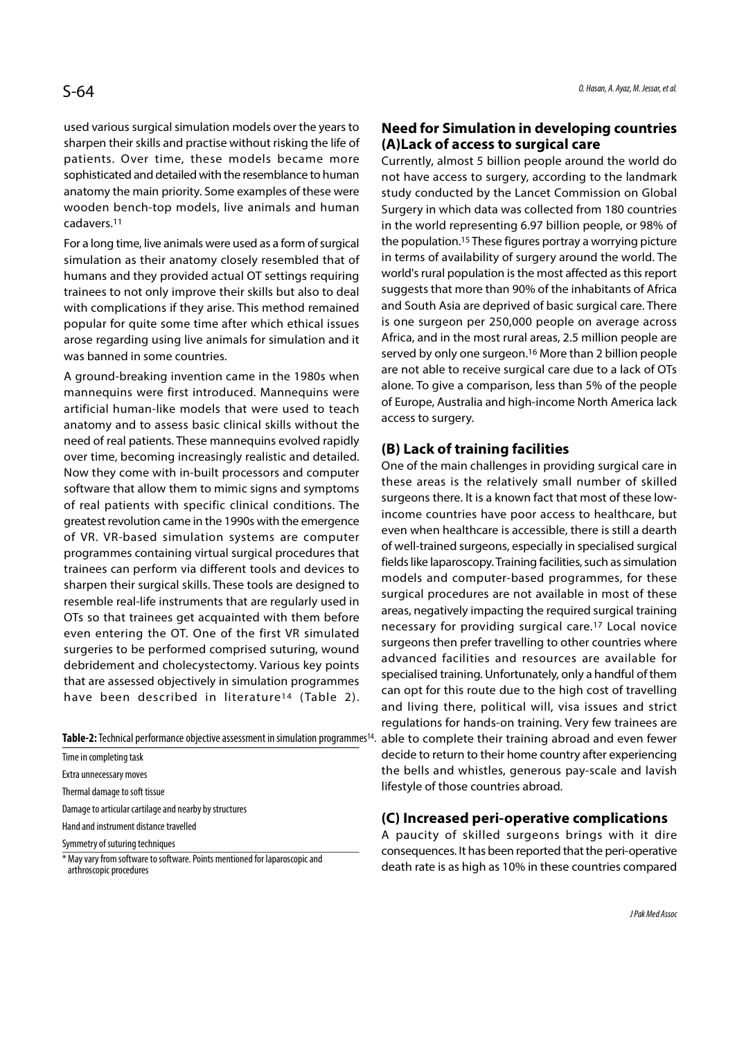used various surgical simulation models over the years to sharpen their skills and practise without risking the life of patients. Over time, these models became more sophisticated and detailed with the resemblance to human anatomy the main priority. Some examples of these were wooden bench-top models, live animals and human cadavers.[11]

For a long time, live animals were used as a form of surgical simulation as their anatomy closely resembled that of humans and they provided actual OT settings requiring trainees to not only improve their skills but also to deal with complications if they arise. This method remained popular for quite some time after which ethical issues arose regarding using live animals for simulation and it was banned in some countries.

A ground-breaking invention came in the 1980s when mannequins were first introduced. Mannequins were artificial human-like models that were used to teach anatomy and to assess basic clinical skills without the need of real patients. These mannequins evolved rapidly over time, becoming increasingly realistic and detailed. Now they come with in-built processors and computer software that allow them to mimic signs and symptoms of real patients with specific clinical conditions. The greatest revolution came in the 1990s with the emergence of VR. VR-based simulation systems are computer programmes containing virtual surgical procedures that trainees can perform via different tools and devices to sharpen their surgical skills. These tools are designed to resemble real-life instruments that are regularly used in OTs so that trainees get acquainted with them before even entering the OT. One of the first VR simulated surgeries to be performed comprised suturing, wound debridement and cholecystectomy. Various key points that are assessed objectively in simulation programmes have been described in literature[14] (Table 2).

**Table-2:** Technical performance objective assessment in simulation programmes[14].

| |
|---|
| Time in completing task |
| Extra unnecessary moves |
| Thermal damage to soft tissue |
| Damage to articular cartilage and nearby by structures |
| Hand and instrument distance travelled |
| Symmetry of suturing techniques |

\* May vary from software to software. Points mentioned for laparoscopic and arthroscopic procedures

## Need for Simulation in developing countries

### (A) Lack of access to surgical care

Currently, almost 5 billion people around the world do not have access to surgery, according to the landmark study conducted by the Lancet Commission on Global Surgery in which data was collected from 180 countries in the world representing 6.97 billion people, or 98% of the population.[15] These figures portray a worrying picture in terms of availability of surgery around the world. The world's rural population is the most affected as this report suggests that more than 90% of the inhabitants of Africa and South Asia are deprived of basic surgical care. There is one surgeon per 250,000 people on average across Africa, and in the most rural areas, 2.5 million people are served by only one surgeon.[16] More than 2 billion people are not able to receive surgical care due to a lack of OTs alone. To give a comparison, less than 5% of the people of Europe, Australia and high-income North America lack access to surgery.

### (B) Lack of training facilities

One of the main challenges in providing surgical care in these areas is the relatively small number of skilled surgeons there. It is a known fact that most of these low-income countries have poor access to healthcare, but even when healthcare is accessible, there is still a dearth of well-trained surgeons, especially in specialised surgical fields like laparoscopy. Training facilities, such as simulation models and computer-based programmes, for these surgical procedures are not available in most of these areas, negatively impacting the required surgical training necessary for providing surgical care.[17] Local novice surgeons then prefer travelling to other countries where advanced facilities and resources are available for specialised training. Unfortunately, only a handful of them can opt for this route due to the high cost of travelling and living there, political will, visa issues and strict regulations for hands-on training. Very few trainees are able to complete their training abroad and even fewer decide to return to their home country after experiencing the bells and whistles, generous pay-scale and lavish lifestyle of those countries abroad.

### (C) Increased peri-operative complications

A paucity of skilled surgeons brings with it dire consequences. It has been reported that the peri-operative death rate is as high as 10% in these countries compared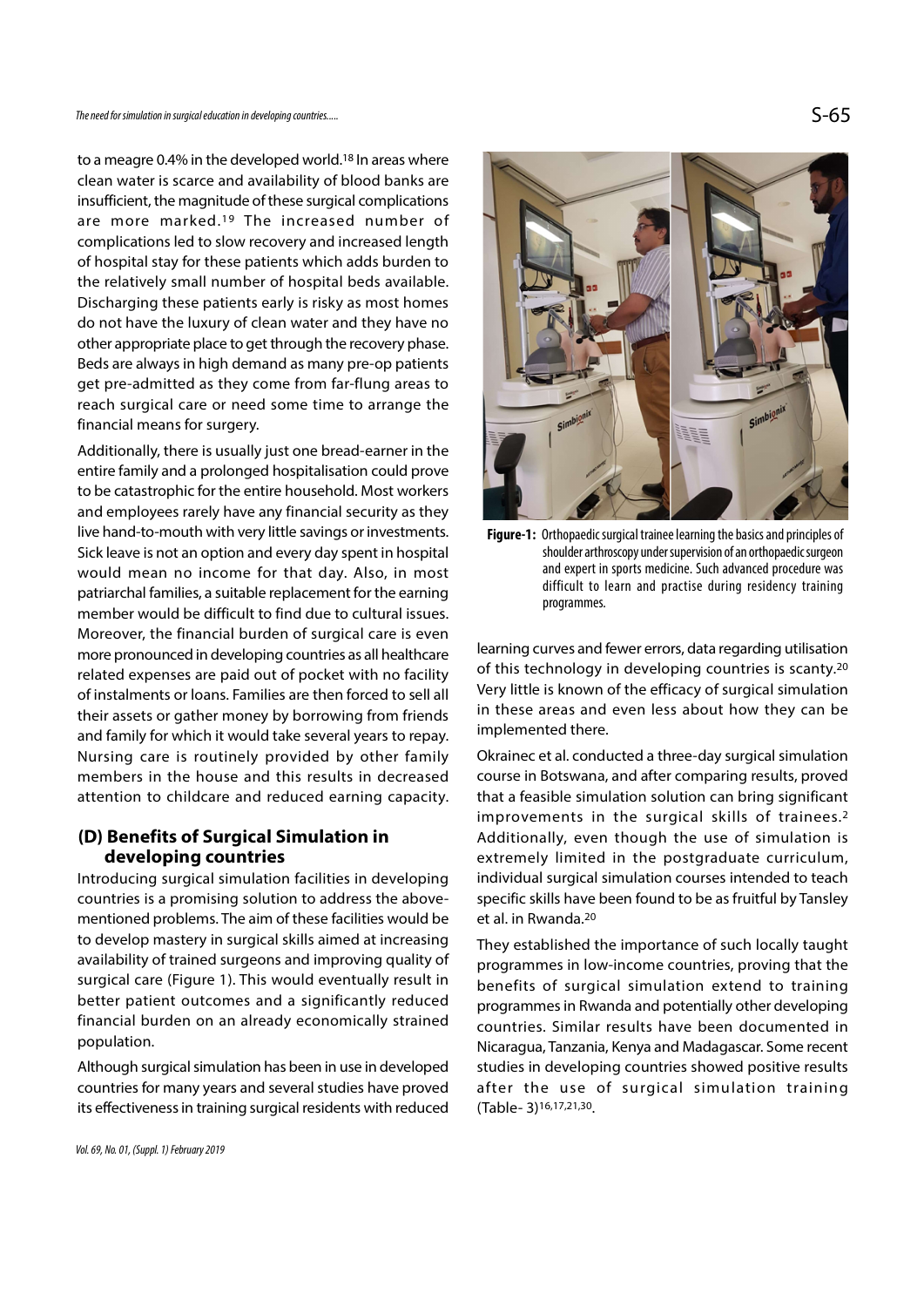to a meagre 0.4% in the developed world.[18] In areas where clean water is scarce and availability of blood banks are insufficient, the magnitude of these surgical complications are more marked.[19] The increased number of complications led to slow recovery and increased length of hospital stay for these patients which adds burden to the relatively small number of hospital beds available. Discharging these patients early is risky as most homes do not have the luxury of clean water and they have no other appropriate place to get through the recovery phase. Beds are always in high demand as many pre-op patients get pre-admitted as they come from far-flung areas to reach surgical care or need some time to arrange the financial means for surgery.

Additionally, there is usually just one bread-earner in the entire family and a prolonged hospitalisation could prove to be catastrophic for the entire household. Most workers and employees rarely have any financial security as they live hand-to-mouth with very little savings or investments. Sick leave is not an option and every day spent in hospital would mean no income for that day. Also, in most patriarchal families, a suitable replacement for the earning member would be difficult to find due to cultural issues. Moreover, the financial burden of surgical care is even more pronounced in developing countries as all healthcare related expenses are paid out of pocket with no facility of instalments or loans. Families are then forced to sell all their assets or gather money by borrowing from friends and family for which it would take several years to repay. Nursing care is routinely provided by other family members in the house and this results in decreased attention to childcare and reduced earning capacity.

## (D) Benefits of Surgical Simulation in developing countries

Introducing surgical simulation facilities in developing countries is a promising solution to address the above-mentioned problems. The aim of these facilities would be to develop mastery in surgical skills aimed at increasing availability of trained surgeons and improving quality of surgical care (Figure 1). This would eventually result in better patient outcomes and a significantly reduced financial burden on an already economically strained population.

Although surgical simulation has been in use in developed countries for many years and several studies have proved its effectiveness in training surgical residents with reduced learning curves and fewer errors, data regarding utilisation of this technology in developing countries is scanty.[20] Very little is known of the efficacy of surgical simulation in these areas and even less about how they can be implemented there.

**Figure-1:** Orthopaedic surgical trainee learning the basics and principles of shoulder arthroscopy under supervision of an orthopaedic surgeon and expert in sports medicine. Such advanced procedure was difficult to learn and practise during residency training programmes.

Okrainec et al. conducted a three-day surgical simulation course in Botswana, and after comparing results, proved that a feasible simulation solution can bring significant improvements in the surgical skills of trainees.[2] Additionally, even though the use of simulation is extremely limited in the postgraduate curriculum, individual surgical simulation courses intended to teach specific skills have been found to be as fruitful by Tansley et al. in Rwanda.[20]

They established the importance of such locally taught programmes in low-income countries, proving that the benefits of surgical simulation extend to training programmes in Rwanda and potentially other developing countries. Similar results have been documented in Nicaragua, Tanzania, Kenya and Madagascar. Some recent studies in developing countries showed positive results after the use of surgical simulation training (Table- 3)[16,17,21,30].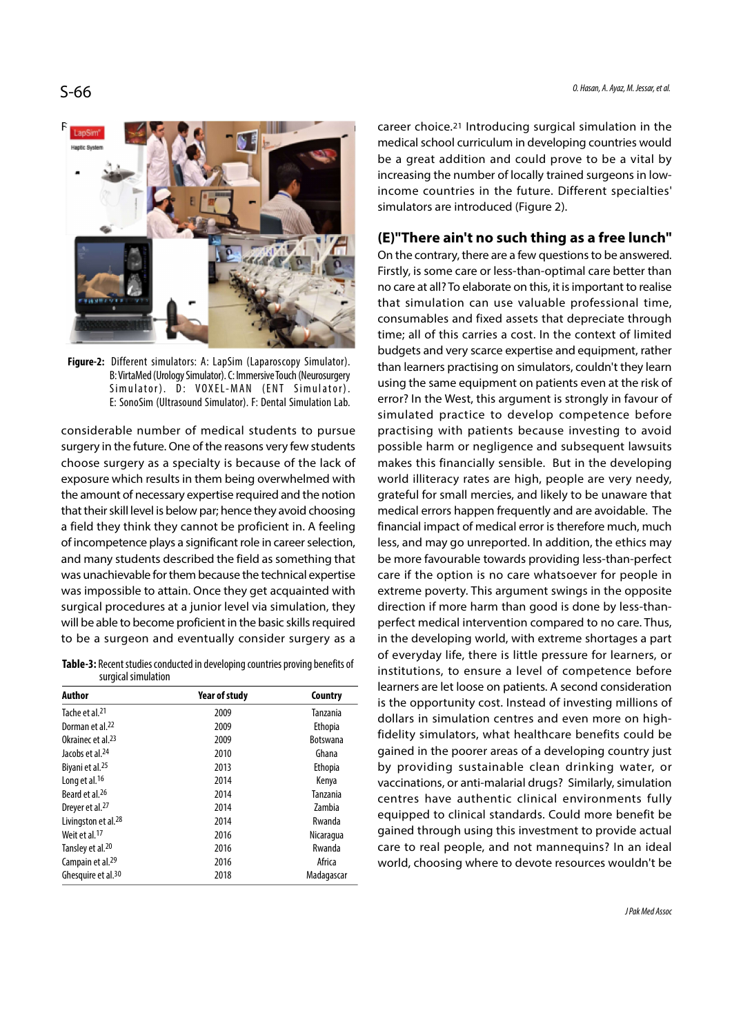Figure-2: Different simulators: A: LapSim (Laparoscopy Simulator). B: VirtaMed (Urology Simulator). C: Immersive Touch (Neurosurgery Simulator). D: VOXEL-MAN (ENT Simulator). E: SonoSim (Ultrasound Simulator). F: Dental Simulation Lab.

considerable number of medical students to pursue surgery in the future. One of the reasons very few students choose surgery as a specialty is because of the lack of exposure which results in them being overwhelmed with the amount of necessary expertise required and the notion that their skill level is below par; hence they avoid choosing a field they think they cannot be proficient in. A feeling of incompetence plays a significant role in career selection, and many students described the field as something that was unachievable for them because the technical expertise was impossible to attain. Once they get acquainted with surgical procedures at a junior level via simulation, they will be able to become proficient in the basic skills required to be a surgeon and eventually consider surgery as a career choice.[21] Introducing surgical simulation in the medical school curriculum in developing countries would be a great addition and could prove to be a vital by increasing the number of locally trained surgeons in low-income countries in the future. Different specialties' simulators are introduced (Figure 2).

**Table-3:** Recent studies conducted in developing countries proving benefits of surgical simulation

| Author | Year of study | Country |
|---|---|---|
| Tache et al.[21] | 2009 | Tanzania |
| Dorman et al.[22] | 2009 | Ethopia |
| Okrainec et al.[23] | 2009 | Botswana |
| Jacobs et al.[24] | 2010 | Ghana |
| Biyani et al.[25] | 2013 | Ethopia |
| Long et al.[16] | 2014 | Kenya |
| Beard et al.[26] | 2014 | Tanzania |
| Dreyer et al.[27] | 2014 | Zambia |
| Livingston et al.[28] | 2014 | Rwanda |
| Weit et al.[17] | 2016 | Nicaragua |
| Tansley et al.[20] | 2016 | Rwanda |
| Campain et al.[29] | 2016 | Africa |
| Ghesquire et al.[30] | 2018 | Madagascar |

## (E)"There ain't no such thing as a free lunch"

On the contrary, there are a few questions to be answered. Firstly, is some care or less-than-optimal care better than no care at all? To elaborate on this, it is important to realise that simulation can use valuable professional time, consumables and fixed assets that depreciate through time; all of this carries a cost. In the context of limited budgets and very scarce expertise and equipment, rather than learners practising on simulators, couldn't they learn using the same equipment on patients even at the risk of error? In the West, this argument is strongly in favour of simulated practice to develop competence before practising with patients because investing to avoid possible harm or negligence and subsequent lawsuits makes this financially sensible. But in the developing world illiteracy rates are high, people are very needy, grateful for small mercies, and likely to be unaware that medical errors happen frequently and are avoidable. The financial impact of medical error is therefore much, much less, and may go unreported. In addition, the ethics may be more favourable towards providing less-than-perfect care if the option is no care whatsoever for people in extreme poverty. This argument swings in the opposite direction if more harm than good is done by less-than-perfect medical intervention compared to no care. Thus, in the developing world, with extreme shortages a part of everyday life, there is little pressure for learners, or institutions, to ensure a level of competence before learners are let loose on patients. A second consideration is the opportunity cost. Instead of investing millions of dollars in simulation centres and even more on high-fidelity simulators, what healthcare benefits could be gained in the poorer areas of a developing country just by providing sustainable clean drinking water, or vaccinations, or anti-malarial drugs? Similarly, simulation centres have authentic clinical environments fully equipped to clinical standards. Could more benefit be gained through using this investment to provide actual care to real people, and not mannequins? In an ideal world, choosing where to devote resources wouldn't be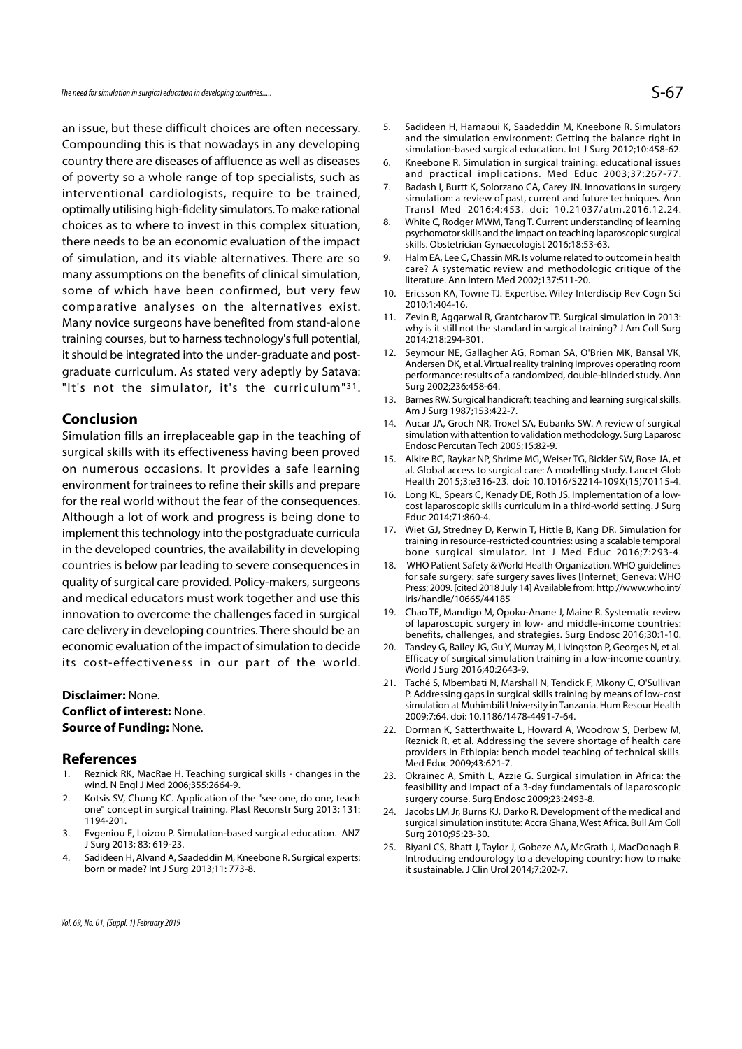an issue, but these difficult choices are often necessary. Compounding this is that nowadays in any developing country there are diseases of affluence as well as diseases of poverty so a whole range of top specialists, such as interventional cardiologists, require to be trained, optimally utilising high-fidelity simulators. To make rational choices as to where to invest in this complex situation, there needs to be an economic evaluation of the impact of simulation, and its viable alternatives. There are so many assumptions on the benefits of clinical simulation, some of which have been confirmed, but very few comparative analyses on the alternatives exist. Many novice surgeons have benefited from stand-alone training courses, but to harness technology's full potential, it should be integrated into the under-graduate and post-graduate curriculum. As stated very adeptly by Satava: "It's not the simulator, it's the curriculum"[31].

## Conclusion

Simulation fills an irreplaceable gap in the teaching of surgical skills with its effectiveness having been proved on numerous occasions. It provides a safe learning environment for trainees to refine their skills and prepare for the real world without the fear of the consequences. Although a lot of work and progress is being done to implement this technology into the postgraduate curricula in the developed countries, the availability in developing countries is below par leading to severe consequences in quality of surgical care provided. Policy-makers, surgeons and medical educators must work together and use this innovation to overcome the challenges faced in surgical care delivery in developing countries. There should be an economic evaluation of the impact of simulation to decide its cost-effectiveness in our part of the world.

**Disclaimer:** None.
**Conflict of interest:** None.
**Source of Funding:** None.

## References

1. Reznick RK, MacRae H. Teaching surgical skills - changes in the wind. N Engl J Med 2006;355:2664-9.
2. Kotsis SV, Chung KC. Application of the "see one, do one, teach one" concept in surgical training. Plast Reconstr Surg 2013; 131: 1194-201.
3. Evgeniou E, Loizou P. Simulation-based surgical education. ANZ J Surg 2013; 83: 619-23.
4. Sadideen H, Alvand A, Saadeddin M, Kneebone R. Surgical experts: born or made? Int J Surg 2013;11: 773-8.
5. Sadideen H, Hamaoui K, Saadeddin M, Kneebone R. Simulators and the simulation environment: Getting the balance right in simulation-based surgical education. Int J Surg 2012;10:458-62.
6. Kneebone R. Simulation in surgical training: educational issues and practical implications. Med Educ 2003;37:267-77.
7. Badash I, Burtt K, Solorzano CA, Carey JN. Innovations in surgery simulation: a review of past, current and future techniques. Ann Transl Med 2016;4:453. doi: 10.21037/atm.2016.12.24.
8. White C, Rodger MWM, Tang T. Current understanding of learning psychomotor skills and the impact on teaching laparoscopic surgical skills. Obstetrician Gynaecologist 2016;18:53-63.
9. Halm EA, Lee C, Chassin MR. Is volume related to outcome in health care? A systematic review and methodologic critique of the literature. Ann Intern Med 2002;137:511-20.
10. Ericsson KA, Towne TJ. Expertise. Wiley Interdiscip Rev Cogn Sci 2010;1:404-16.
11. Zevin B, Aggarwal R, Grantcharov TP. Surgical simulation in 2013: why is it still not the standard in surgical training? J Am Coll Surg 2014;218:294-301.
12. Seymour NE, Gallagher AG, Roman SA, O'Brien MK, Bansal VK, Andersen DK, et al. Virtual reality training improves operating room performance: results of a randomized, double-blinded study. Ann Surg 2002;236:458-64.
13. Barnes RW. Surgical handicraft: teaching and learning surgical skills. Am J Surg 1987;153:422-7.
14. Aucar JA, Groch NR, Troxel SA, Eubanks SW. A review of surgical simulation with attention to validation methodology. Surg Laparosc Endosc Percutan Tech 2005;15:82-9.
15. Alkire BC, Raykar NP, Shrime MG, Weiser TG, Bickler SW, Rose JA, et al. Global access to surgical care: A modelling study. Lancet Glob Health 2015;3:e316-23. doi: 10.1016/S2214-109X(15)70115-4.
16. Long KL, Spears C, Kenady DE, Roth JS. Implementation of a low-cost laparoscopic skills curriculum in a third-world setting. J Surg Educ 2014;71:860-4.
17. Wiet GJ, Stredney D, Kerwin T, Hittle B, Kang DR. Simulation for training in resource-restricted countries: using a scalable temporal bone surgical simulator. Int J Med Educ 2016;7:293-4.
18. WHO Patient Safety & World Health Organization. WHO guidelines for safe surgery: safe surgery saves lives [Internet] Geneva: WHO Press; 2009. [cited 2018 July 14] Available from: http://www.who.int/iris/handle/10665/44185
19. Chao TE, Mandigo M, Opoku-Anane J, Maine R. Systematic review of laparoscopic surgery in low- and middle-income countries: benefits, challenges, and strategies. Surg Endosc 2016;30:1-10.
20. Tansley G, Bailey JG, Gu Y, Murray M, Livingston P, Georges N, et al. Efficacy of surgical simulation training in a low-income country. World J Surg 2016;40:2643-9.
21. Taché S, Mbembati N, Marshall N, Tendick F, Mkony C, O'Sullivan P. Addressing gaps in surgical skills training by means of low-cost simulation at Muhimbili University in Tanzania. Hum Resour Health 2009;7:64. doi: 10.1186/1478-4491-7-64.
22. Dorman K, Satterthwaite L, Howard A, Woodrow S, Derbew M, Reznick R, et al. Addressing the severe shortage of health care providers in Ethiopia: bench model teaching of technical skills. Med Educ 2009;43:621-7.
23. Okrainec A, Smith L, Azzie G. Surgical simulation in Africa: the feasibility and impact of a 3-day fundamentals of laparoscopic surgery course. Surg Endosc 2009;23:2493-8.
24. Jacobs LM Jr, Burns KJ, Darko R. Development of the medical and surgical simulation institute: Accra Ghana, West Africa. Bull Am Coll Surg 2010;95:23-30.
25. Biyani CS, Bhatt J, Taylor J, Gobeze AA, McGrath J, MacDonagh R. Introducing endourology to a developing country: how to make it sustainable. J Clin Urol 2014;7:202-7.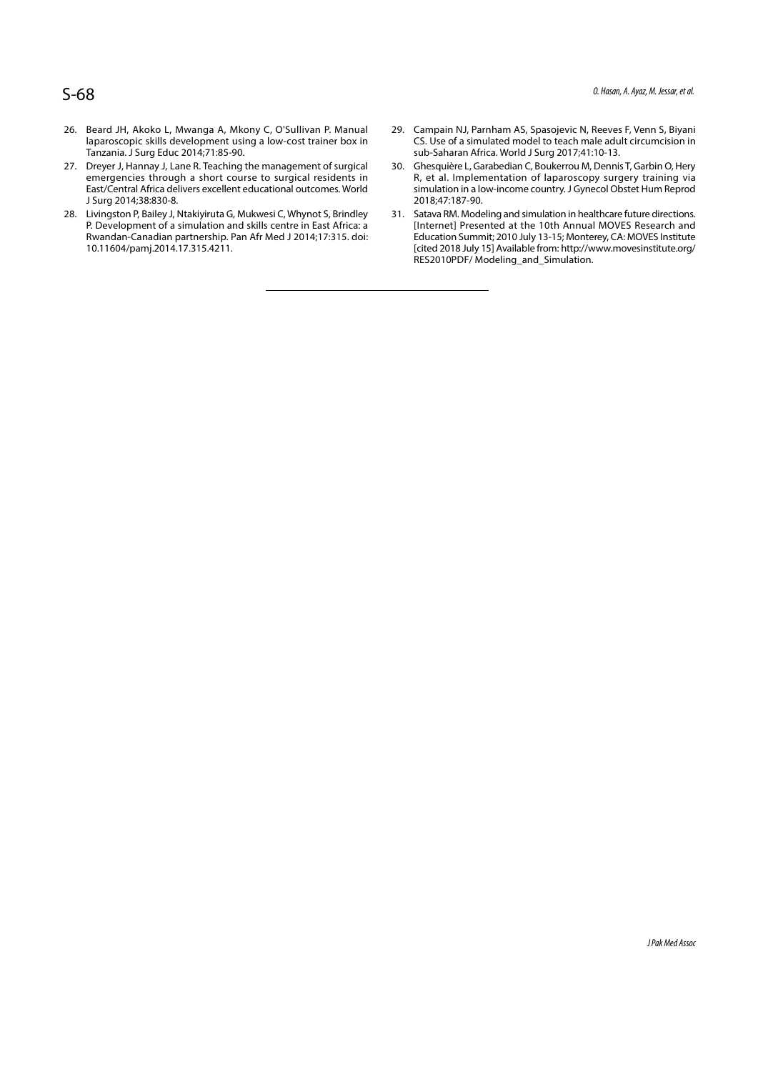26. Beard JH, Akoko L, Mwanga A, Mkony C, O'Sullivan P. Manual laparoscopic skills development using a low-cost trainer box in Tanzania. J Surg Educ 2014;71:85-90.
27. Dreyer J, Hannay J, Lane R. Teaching the management of surgical emergencies through a short course to surgical residents in East/Central Africa delivers excellent educational outcomes. World J Surg 2014;38:830-8.
28. Livingston P, Bailey J, Ntakiyiruta G, Mukwesi C, Whynot S, Brindley P. Development of a simulation and skills centre in East Africa: a Rwandan-Canadian partnership. Pan Afr Med J 2014;17:315. doi: 10.11604/pamj.2014.17.315.4211.
29. Campain NJ, Parnham AS, Spasojevic N, Reeves F, Venn S, Biyani CS. Use of a simulated model to teach male adult circumcision in sub-Saharan Africa. World J Surg 2017;41:10-13.
30. Ghesquière L, Garabedian C, Boukerrou M, Dennis T, Garbin O, Hery R, et al. Implementation of laparoscopy surgery training via simulation in a low-income country. J Gynecol Obstet Hum Reprod 2018;47:187-90.
31. Satava RM. Modeling and simulation in healthcare future directions. [Internet] Presented at the 10th Annual MOVES Research and Education Summit; 2010 July 13-15; Monterey, CA: MOVES Institute [cited 2018 July 15] Available from: http://www.movesinstitute.org/RES2010PDF/ Modeling_and_Simulation.